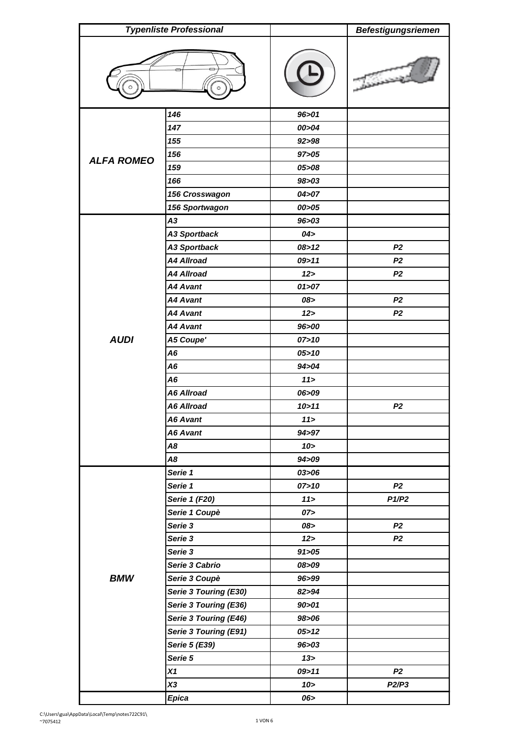| *Typenliste Professional* | | | *Befestigungsriemen* |
|---|---|---|---|
| | | | |
| ***ALFA ROMEO*** | ***146*** | ***96>01*** | |
| | ***147*** | ***00>04*** | |
| | ***155*** | ***92>98*** | |
| | ***156*** | ***97>05*** | |
| | ***159*** | ***05>08*** | |
| | ***166*** | ***98>03*** | |
| | ***156 Crosswagon*** | ***04>07*** | |
| | ***156 Sportwagon*** | ***00>05*** | |
| ***AUDI*** | ***A3*** | ***96>03*** | |
| | ***A3 Sportback*** | ***04>*** | |
| | ***A3 Sportback*** | ***08>12*** | ***P2*** |
| | ***A4 Allroad*** | ***09>11*** | ***P2*** |
| | ***A4 Allroad*** | ***12>*** | ***P2*** |
| | ***A4 Avant*** | ***01>07*** | |
| | ***A4 Avant*** | ***08>*** | ***P2*** |
| | ***A4 Avant*** | ***12>*** | ***P2*** |
| | ***A4 Avant*** | ***96>00*** | |
| | ***A5 Coupe'*** | ***07>10*** | |
| | ***A6*** | ***05>10*** | |
| | ***A6*** | ***94>04*** | |
| | ***A6*** | ***11>*** | |
| | ***A6 Allroad*** | ***06>09*** | |
| | ***A6 Allroad*** | ***10>11*** | ***P2*** |
| | ***A6 Avant*** | ***11>*** | |
| | ***A6 Avant*** | ***94>97*** | |
| | ***A8*** | ***10>*** | |
| | ***A8*** | ***94>09*** | |
| ***BMW*** | ***Serie 1*** | ***03>06*** | |
| | ***Serie 1*** | ***07>10*** | ***P2*** |
| | ***Serie 1 (F20)*** | ***11>*** | ***P1/P2*** |
| | ***Serie 1 Coupè*** | ***07>*** | |
| | ***Serie 3*** | ***08>*** | ***P2*** |
| | ***Serie 3*** | ***12>*** | ***P2*** |
| | ***Serie 3*** | ***91>05*** | |
| | ***Serie 3 Cabrio*** | ***08>09*** | |
| | ***Serie 3 Coupè*** | ***96>99*** | |
| | ***Serie 3 Touring (E30)*** | ***82>94*** | |
| | ***Serie 3 Touring (E36)*** | ***90>01*** | |
| | ***Serie 3 Touring (E46)*** | ***98>06*** | |
| | ***Serie 3 Touring (E91)*** | ***05>12*** | |
| | ***Serie 5 (E39)*** | ***96>03*** | |
| | ***Serie 5*** | ***13>*** | |
| | ***X1*** | ***09>11*** | ***P2*** |
| | ***X3*** | ***10>*** | ***P2/P3*** |
| | ***Epica*** | ***06>*** | |

C:\Users\gua\AppData\Local\Temp\notes722C91\
~7075412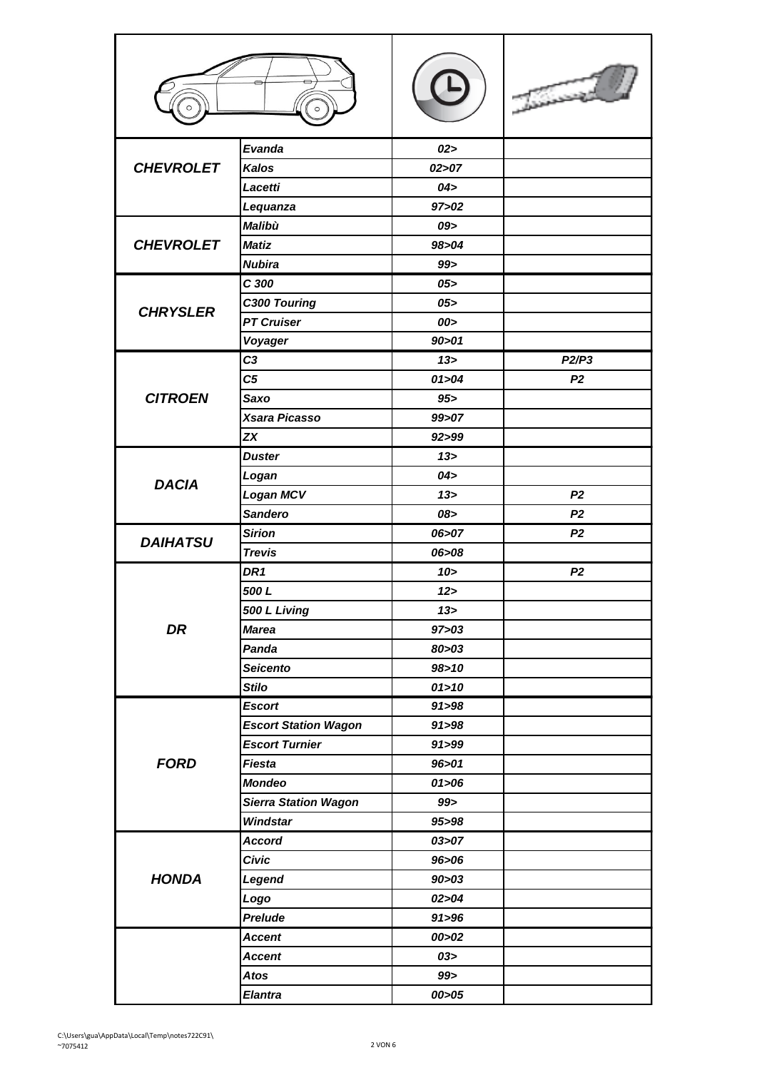| | | | |
|---|---|---|---|
| **CHEVROLET** | ***Evanda*** | ***02>*** | |
| | ***Kalos*** | ***02>07*** | |
| | ***Lacetti*** | ***04>*** | |
| | ***Lequanza*** | ***97>02*** | |
| **CHEVROLET** | ***Malibù*** | ***09>*** | |
| | ***Matiz*** | ***98>04*** | |
| | ***Nubira*** | ***99>*** | |
| **CHRYSLER** | ***C 300*** | ***05>*** | |
| | ***C300 Touring*** | ***05>*** | |
| | ***PT Cruiser*** | ***00>*** | |
| | ***Voyager*** | ***90>01*** | |
| **CITROEN** | ***C3*** | ***13>*** | ***P2/P3*** |
| | ***C5*** | ***01>04*** | ***P2*** |
| | ***Saxo*** | ***95>*** | |
| | ***Xsara Picasso*** | ***99>07*** | |
| | ***ZX*** | ***92>99*** | |
| **DACIA** | ***Duster*** | ***13>*** | |
| | ***Logan*** | ***04>*** | |
| | ***Logan MCV*** | ***13>*** | ***P2*** |
| | ***Sandero*** | ***08>*** | ***P2*** |
| **DAIHATSU** | ***Sirion*** | ***06>07*** | ***P2*** |
| | ***Trevis*** | ***06>08*** | |
| **DR** | ***DR1*** | ***10>*** | ***P2*** |
| | ***500 L*** | ***12>*** | |
| | ***500 L Living*** | ***13>*** | |
| | ***Marea*** | ***97>03*** | |
| | ***Panda*** | ***80>03*** | |
| | ***Seicento*** | ***98>10*** | |
| | ***Stilo*** | ***01>10*** | |
| **FORD** | ***Escort*** | ***91>98*** | |
| | ***Escort Station Wagon*** | ***91>98*** | |
| | ***Escort Turnier*** | ***91>99*** | |
| | ***Fiesta*** | ***96>01*** | |
| | ***Mondeo*** | ***01>06*** | |
| | ***Sierra Station Wagon*** | ***99>*** | |
| | ***Windstar*** | ***95>98*** | |
| **HONDA** | ***Accord*** | ***03>07*** | |
| | ***Civic*** | ***96>06*** | |
| | ***Legend*** | ***90>03*** | |
| | ***Logo*** | ***02>04*** | |
| | ***Prelude*** | ***91>96*** | |
| | ***Accent*** | ***00>02*** | |
| | ***Accent*** | ***03>*** | |
| | ***Atos*** | ***99>*** | |
| | ***Elantra*** | ***00>05*** | |

C:\Users\gua\AppData\Local\Temp\notes722C91\
~7075412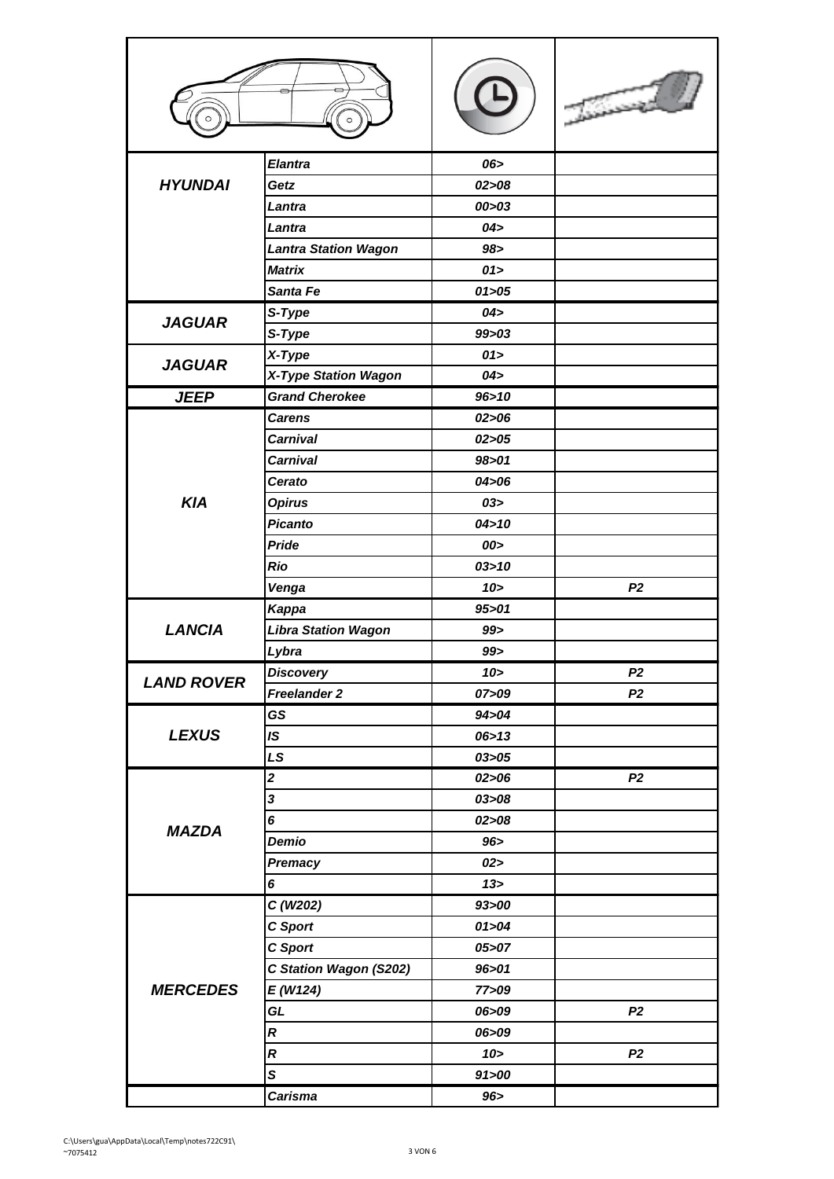| | | | |
|---|---|---|---|
| **HYUNDAI** | ***Elantra*** | ***06>*** | |
| | ***Getz*** | ***02>08*** | |
| | ***Lantra*** | ***00>03*** | |
| | ***Lantra*** | ***04>*** | |
| | ***Lantra Station Wagon*** | ***98>*** | |
| | ***Matrix*** | ***01>*** | |
| | ***Santa Fe*** | ***01>05*** | |
| **JAGUAR** | ***S-Type*** | ***04>*** | |
| | ***S-Type*** | ***99>03*** | |
| **JAGUAR** | ***X-Type*** | ***01>*** | |
| | ***X-Type Station Wagon*** | ***04>*** | |
| **JEEP** | ***Grand Cherokee*** | ***96>10*** | |
| **KIA** | ***Carens*** | ***02>06*** | |
| | ***Carnival*** | ***02>05*** | |
| | ***Carnival*** | ***98>01*** | |
| | ***Cerato*** | ***04>06*** | |
| | ***Opirus*** | ***03>*** | |
| | ***Picanto*** | ***04>10*** | |
| | ***Pride*** | ***00>*** | |
| | ***Rio*** | ***03>10*** | |
| | ***Venga*** | ***10>*** | ***P2*** |
| **LANCIA** | ***Kappa*** | ***95>01*** | |
| | ***Libra Station Wagon*** | ***99>*** | |
| | ***Lybra*** | ***99>*** | |
| **LAND ROVER** | ***Discovery*** | ***10>*** | ***P2*** |
| | ***Freelander 2*** | ***07>09*** | ***P2*** |
| **LEXUS** | ***GS*** | ***94>04*** | |
| | ***IS*** | ***06>13*** | |
| | ***LS*** | ***03>05*** | |
| **MAZDA** | ***2*** | ***02>06*** | ***P2*** |
| | ***3*** | ***03>08*** | |
| | ***6*** | ***02>08*** | |
| | ***Demio*** | ***96>*** | |
| | ***Premacy*** | ***02>*** | |
| | ***6*** | ***13>*** | |
| **MERCEDES** | ***C (W202)*** | ***93>00*** | |
| | ***C Sport*** | ***01>04*** | |
| | ***C Sport*** | ***05>07*** | |
| | ***C Station Wagon (S202)*** | ***96>01*** | |
| | ***E (W124)*** | ***77>09*** | |
| | ***GL*** | ***06>09*** | ***P2*** |
| | ***R*** | ***06>09*** | |
| | ***R*** | ***10>*** | ***P2*** |
| | ***S*** | ***91>00*** | |
| | ***Carisma*** | ***96>*** | |

C:\Users\gua\AppData\Local\Temp\notes722C91\~7075412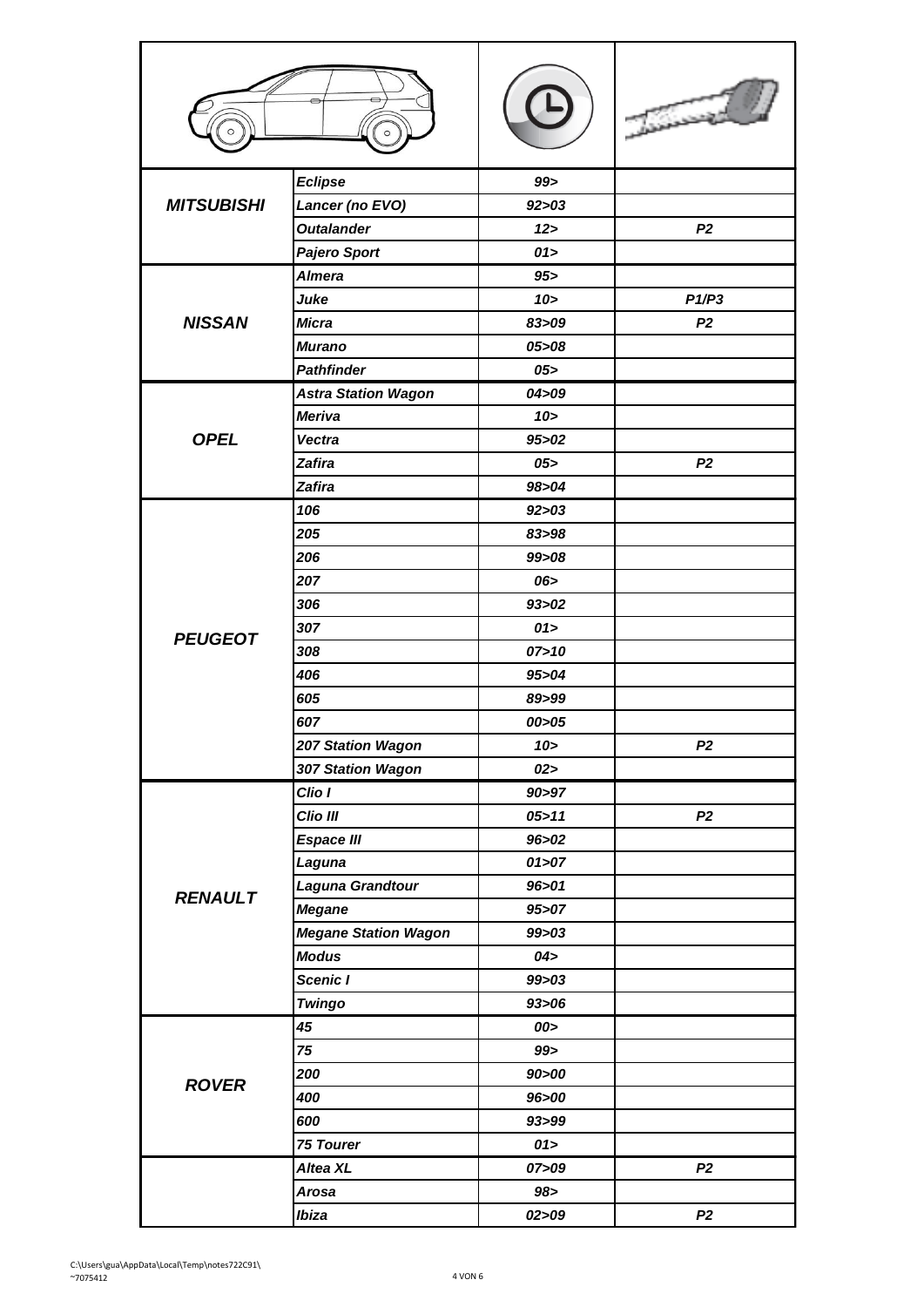| | | | |
|---|---|---|---|
| ***MITSUBISHI*** | ***Eclipse*** | ***99>*** | |
| | ***Lancer (no EVO)*** | ***92>03*** | |
| | ***Outalander*** | ***12>*** | ***P2*** |
| | ***Pajero Sport*** | ***01>*** | |
| ***NISSAN*** | ***Almera*** | ***95>*** | |
| | ***Juke*** | ***10>*** | ***P1/P3*** |
| | ***Micra*** | ***83>09*** | ***P2*** |
| | ***Murano*** | ***05>08*** | |
| | ***Pathfinder*** | ***05>*** | |
| ***OPEL*** | ***Astra Station Wagon*** | ***04>09*** | |
| | ***Meriva*** | ***10>*** | |
| | ***Vectra*** | ***95>02*** | |
| | ***Zafira*** | ***05>*** | ***P2*** |
| | ***Zafira*** | ***98>04*** | |
| ***PEUGEOT*** | ***106*** | ***92>03*** | |
| | ***205*** | ***83>98*** | |
| | ***206*** | ***99>08*** | |
| | ***207*** | ***06>*** | |
| | ***306*** | ***93>02*** | |
| | ***307*** | ***01>*** | |
| | ***308*** | ***07>10*** | |
| | ***406*** | ***95>04*** | |
| | ***605*** | ***89>99*** | |
| | ***607*** | ***00>05*** | |
| | ***207 Station Wagon*** | ***10>*** | ***P2*** |
| | ***307 Station Wagon*** | ***02>*** | |
| ***RENAULT*** | ***Clio I*** | ***90>97*** | |
| | ***Clio III*** | ***05>11*** | ***P2*** |
| | ***Espace III*** | ***96>02*** | |
| | ***Laguna*** | ***01>07*** | |
| | ***Laguna Grandtour*** | ***96>01*** | |
| | ***Megane*** | ***95>07*** | |
| | ***Megane Station Wagon*** | ***99>03*** | |
| | ***Modus*** | ***04>*** | |
| | ***Scenic I*** | ***99>03*** | |
| | ***Twingo*** | ***93>06*** | |
| ***ROVER*** | ***45*** | ***00>*** | |
| | ***75*** | ***99>*** | |
| | ***200*** | ***90>00*** | |
| | ***400*** | ***96>00*** | |
| | ***600*** | ***93>99*** | |
| | ***75 Tourer*** | ***01>*** | |
| | ***Altea XL*** | ***07>09*** | ***P2*** |
| | ***Arosa*** | ***98>*** | |
| | ***Ibiza*** | ***02>09*** | ***P2*** |

C:\Users\gua\AppData\Local\Temp\notes722C91\
~7075412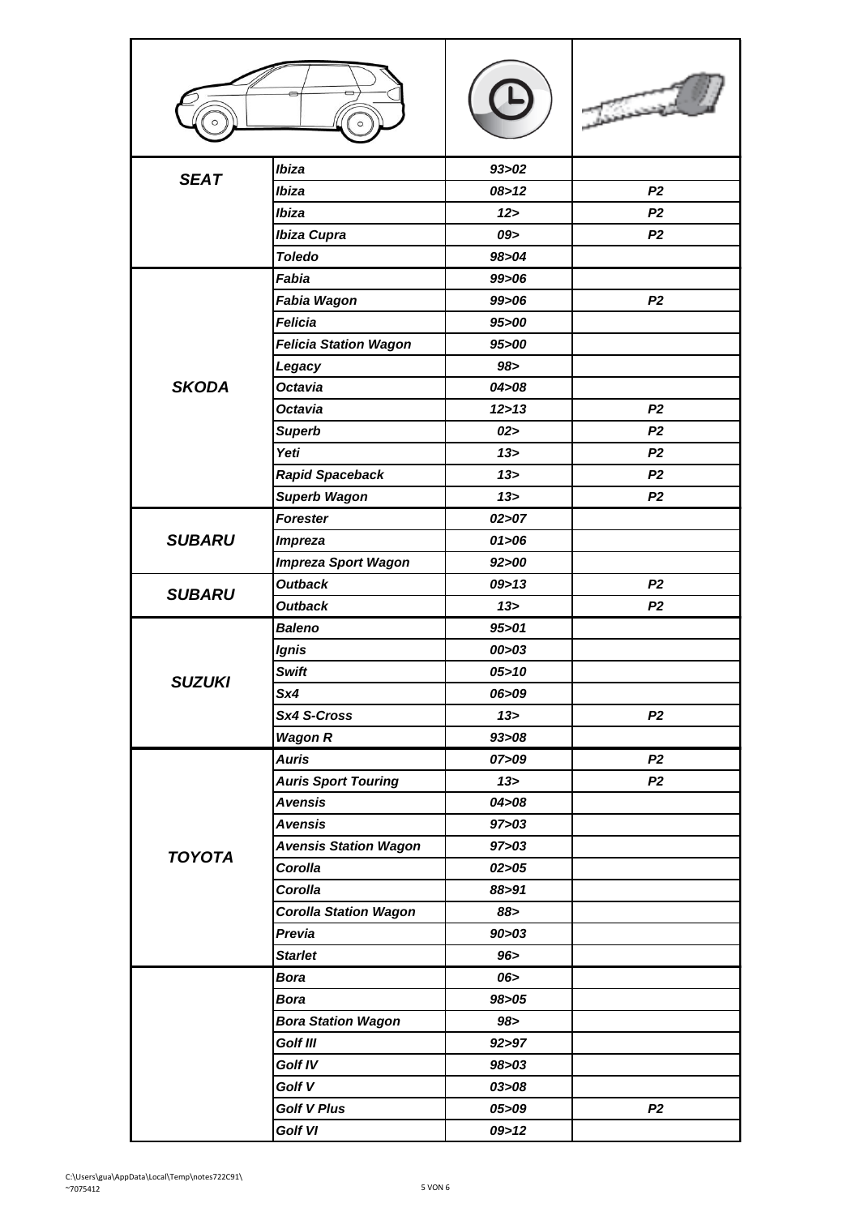| | | | |
|---|---|---|---|
| ***SEAT*** | ***Ibiza*** | ***93>02*** | |
| | ***Ibiza*** | ***08>12*** | ***P2*** |
| | ***Ibiza*** | ***12>*** | ***P2*** |
| | ***Ibiza Cupra*** | ***09>*** | ***P2*** |
| | ***Toledo*** | ***98>04*** | |
| ***SKODA*** | ***Fabia*** | ***99>06*** | |
| | ***Fabia Wagon*** | ***99>06*** | ***P2*** |
| | ***Felicia*** | ***95>00*** | |
| | ***Felicia Station Wagon*** | ***95>00*** | |
| | ***Legacy*** | ***98>*** | |
| | ***Octavia*** | ***04>08*** | |
| | ***Octavia*** | ***12>13*** | ***P2*** |
| | ***Superb*** | ***02>*** | ***P2*** |
| | ***Yeti*** | ***13>*** | ***P2*** |
| | ***Rapid Spaceback*** | ***13>*** | ***P2*** |
| | ***Superb Wagon*** | ***13>*** | ***P2*** |
| ***SUBARU*** | ***Forester*** | ***02>07*** | |
| | ***Impreza*** | ***01>06*** | |
| | ***Impreza Sport Wagon*** | ***92>00*** | |
| ***SUBARU*** | ***Outback*** | ***09>13*** | ***P2*** |
| | ***Outback*** | ***13>*** | ***P2*** |
| ***SUZUKI*** | ***Baleno*** | ***95>01*** | |
| | ***Ignis*** | ***00>03*** | |
| | ***Swift*** | ***05>10*** | |
| | ***Sx4*** | ***06>09*** | |
| | ***Sx4 S-Cross*** | ***13>*** | ***P2*** |
| | ***Wagon R*** | ***93>08*** | |
| ***TOYOTA*** | ***Auris*** | ***07>09*** | ***P2*** |
| | ***Auris Sport Touring*** | ***13>*** | ***P2*** |
| | ***Avensis*** | ***04>08*** | |
| | ***Avensis*** | ***97>03*** | |
| | ***Avensis Station Wagon*** | ***97>03*** | |
| | ***Corolla*** | ***02>05*** | |
| | ***Corolla*** | ***88>91*** | |
| | ***Corolla Station Wagon*** | ***88>*** | |
| | ***Previa*** | ***90>03*** | |
| | ***Starlet*** | ***96>*** | |
| | ***Bora*** | ***06>*** | |
| | ***Bora*** | ***98>05*** | |
| | ***Bora Station Wagon*** | ***98>*** | |
| | ***Golf III*** | ***92>97*** | |
| | ***Golf IV*** | ***98>03*** | |
| | ***Golf V*** | ***03>08*** | |
| | ***Golf V Plus*** | ***05>09*** | ***P2*** |
| | ***Golf VI*** | ***09>12*** | |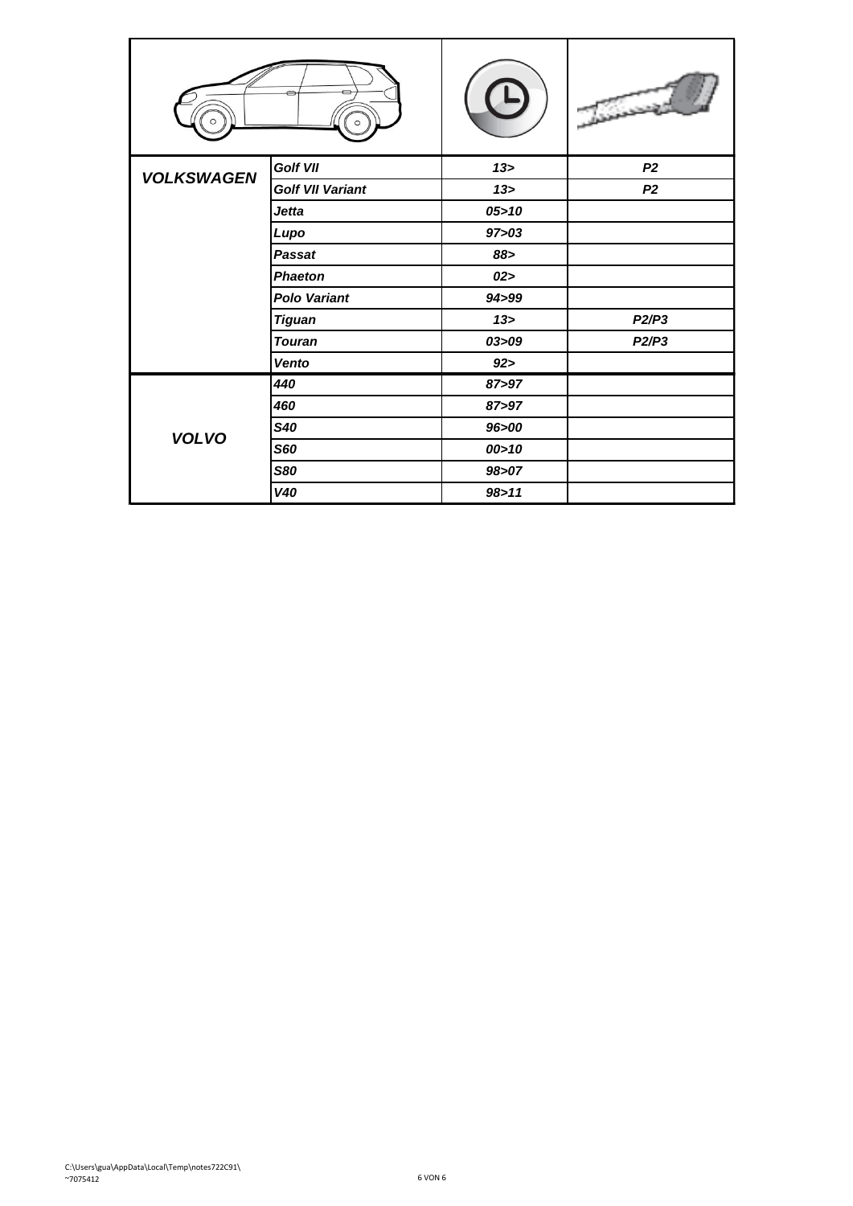| | | | |
|---|---|---|---|
| ***VOLKSWAGEN*** | ***Golf VII*** | ***13>*** | ***P2*** |
| | ***Golf VII Variant*** | ***13>*** | ***P2*** |
| | ***Jetta*** | ***05>10*** | |
| | ***Lupo*** | ***97>03*** | |
| | ***Passat*** | ***88>*** | |
| | ***Phaeton*** | ***02>*** | |
| | ***Polo Variant*** | ***94>99*** | |
| | ***Tiguan*** | ***13>*** | ***P2/P3*** |
| | ***Touran*** | ***03>09*** | ***P2/P3*** |
| | ***Vento*** | ***92>*** | |
| ***VOLVO*** | ***440*** | ***87>97*** | |
| | ***460*** | ***87>97*** | |
| | ***S40*** | ***96>00*** | |
| | ***S60*** | ***00>10*** | |
| | ***S80*** | ***98>07*** | |
| | ***V40*** | ***98>11*** | |

C:\Users\gua\AppData\Local\Temp\notes722C91\
~7075412